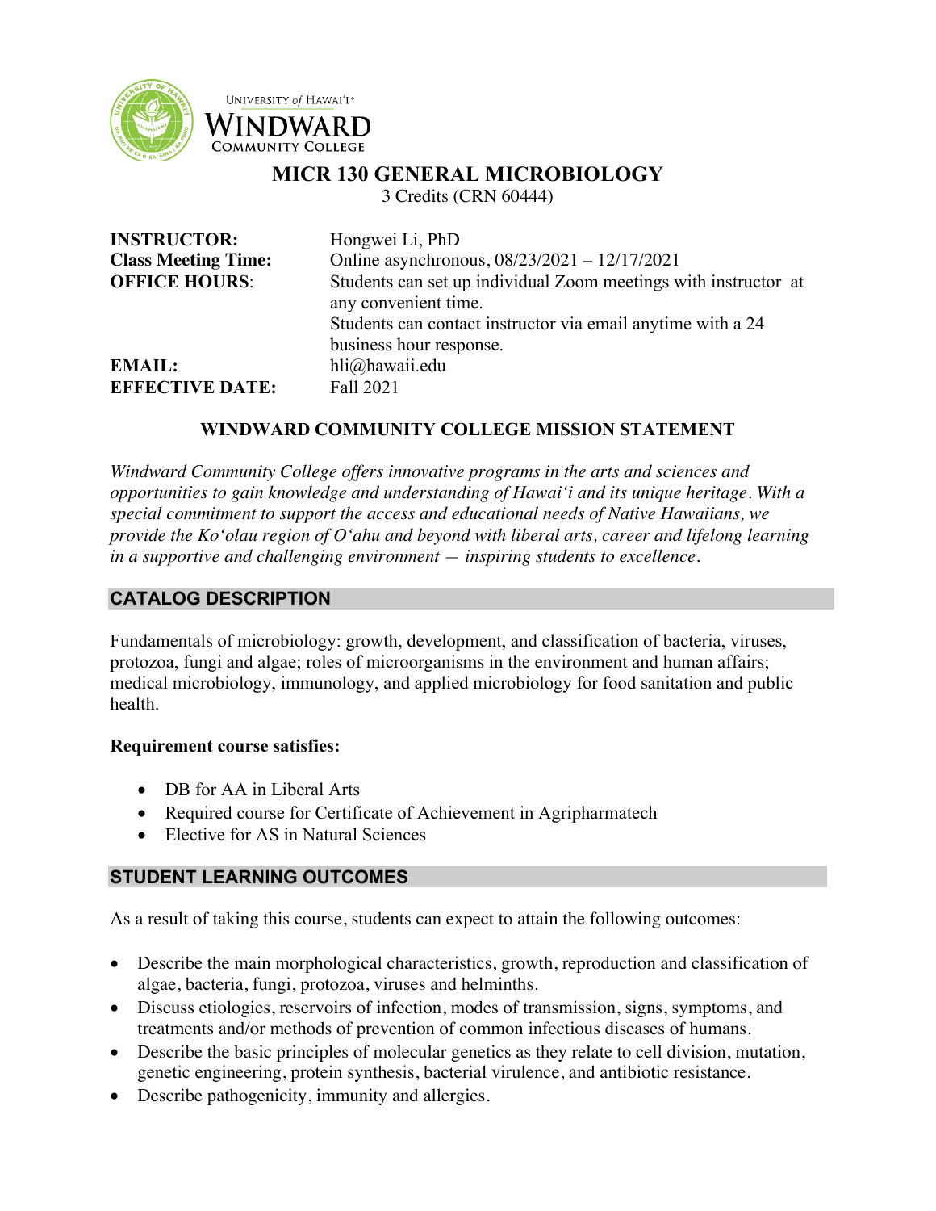UNIVERSITY of HAWAI'I®
WINDWARD
COMMUNITY COLLEGE

# MICR 130 GENERAL MICROBIOLOGY

3 Credits (CRN 60444)

**INSTRUCTOR:** Hongwei Li, PhD

**Class Meeting Time:** Online asynchronous, 08/23/2021 – 12/17/2021

**OFFICE HOURS**: Students can set up individual Zoom meetings with instructor at any convenient time.
Students can contact instructor via email anytime with a 24 business hour response.

**EMAIL:** hli@hawaii.edu

**EFFECTIVE DATE:** Fall 2021

### WINDWARD COMMUNITY COLLEGE MISSION STATEMENT

*Windward Community College offers innovative programs in the arts and sciences and opportunities to gain knowledge and understanding of Hawai'i and its unique heritage. With a special commitment to support the access and educational needs of Native Hawaiians, we provide the Ko'olau region of O'ahu and beyond with liberal arts, career and lifelong learning in a supportive and challenging environment — inspiring students to excellence.*

## CATALOG DESCRIPTION

Fundamentals of microbiology: growth, development, and classification of bacteria, viruses, protozoa, fungi and algae; roles of microorganisms in the environment and human affairs; medical microbiology, immunology, and applied microbiology for food sanitation and public health.

**Requirement course satisfies:**

- DB for AA in Liberal Arts
- Required course for Certificate of Achievement in Agripharmatech
- Elective for AS in Natural Sciences

## STUDENT LEARNING OUTCOMES

As a result of taking this course, students can expect to attain the following outcomes:

- Describe the main morphological characteristics, growth, reproduction and classification of algae, bacteria, fungi, protozoa, viruses and helminths.
- Discuss etiologies, reservoirs of infection, modes of transmission, signs, symptoms, and treatments and/or methods of prevention of common infectious diseases of humans.
- Describe the basic principles of molecular genetics as they relate to cell division, mutation, genetic engineering, protein synthesis, bacterial virulence, and antibiotic resistance.
- Describe pathogenicity, immunity and allergies.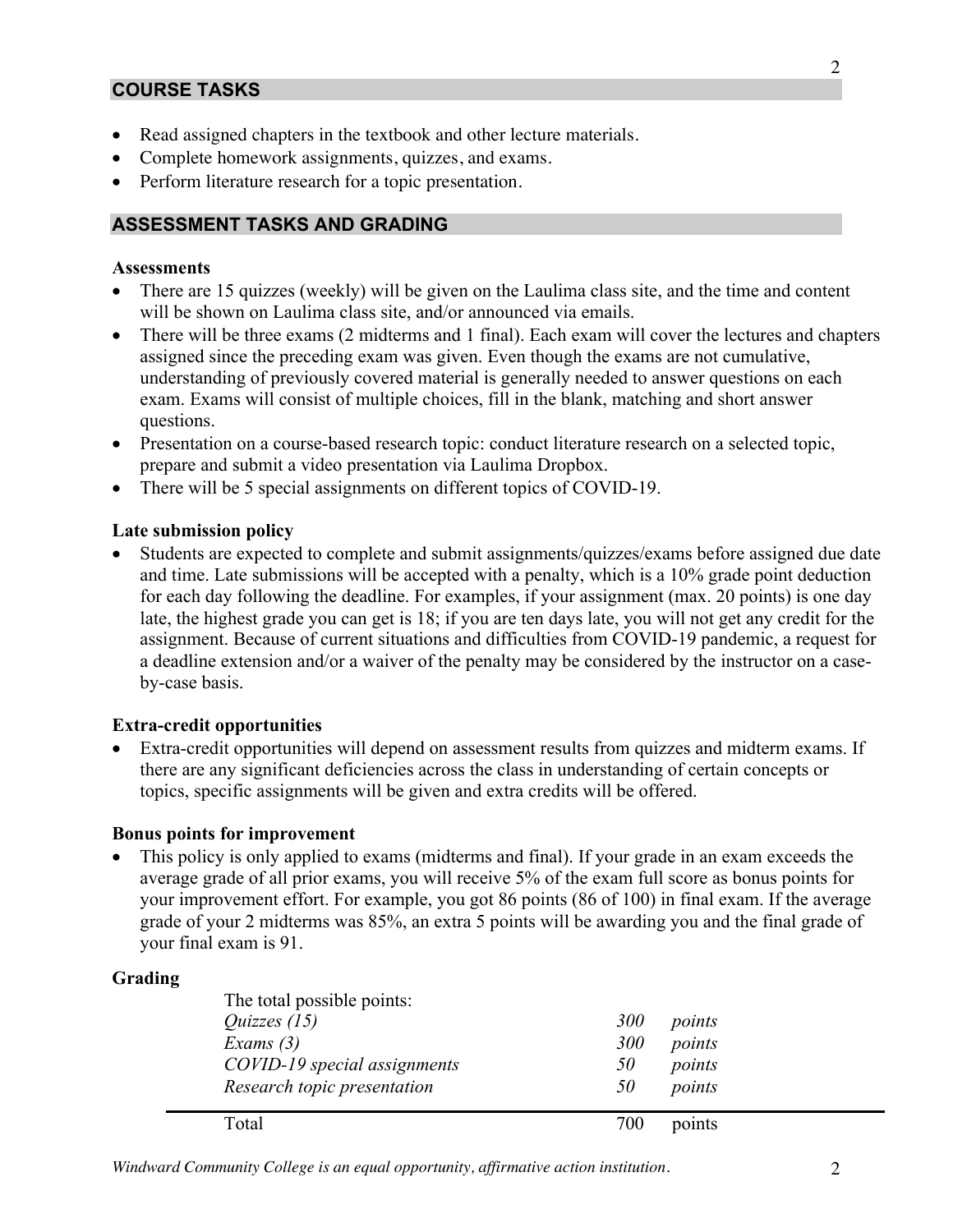## COURSE TASKS

- Read assigned chapters in the textbook and other lecture materials.
- Complete homework assignments, quizzes, and exams.
- Perform literature research for a topic presentation.

## ASSESSMENT TASKS AND GRADING

**Assessments**

- There are 15 quizzes (weekly) will be given on the Laulima class site, and the time and content will be shown on Laulima class site, and/or announced via emails.
- There will be three exams (2 midterms and 1 final). Each exam will cover the lectures and chapters assigned since the preceding exam was given. Even though the exams are not cumulative, understanding of previously covered material is generally needed to answer questions on each exam. Exams will consist of multiple choices, fill in the blank, matching and short answer questions.
- Presentation on a course-based research topic: conduct literature research on a selected topic, prepare and submit a video presentation via Laulima Dropbox.
- There will be 5 special assignments on different topics of COVID-19.

**Late submission policy**

- Students are expected to complete and submit assignments/quizzes/exams before assigned due date and time. Late submissions will be accepted with a penalty, which is a 10% grade point deduction for each day following the deadline. For examples, if your assignment (max. 20 points) is one day late, the highest grade you can get is 18; if you are ten days late, you will not get any credit for the assignment. Because of current situations and difficulties from COVID-19 pandemic, a request for a deadline extension and/or a waiver of the penalty may be considered by the instructor on a case-by-case basis.

**Extra-credit opportunities**

- Extra-credit opportunities will depend on assessment results from quizzes and midterm exams. If there are any significant deficiencies across the class in understanding of certain concepts or topics, specific assignments will be given and extra credits will be offered.

**Bonus points for improvement**

- This policy is only applied to exams (midterms and final). If your grade in an exam exceeds the average grade of all prior exams, you will receive 5% of the exam full score as bonus points for your improvement effort. For example, you got 86 points (86 of 100) in final exam. If the average grade of your 2 midterms was 85%, an extra 5 points will be awarding you and the final grade of your final exam is 91.

**Grading**

The total possible points:

| | | |
|---|---|---|
| *Quizzes (15)* | *300* | *points* |
| *Exams (3)* | *300* | *points* |
| *COVID-19 special assignments* | *50* | *points* |
| *Research topic presentation* | *50* | *points* |
| Total | 700 | points |

*Windward Community College is an equal opportunity, affirmative action institution.*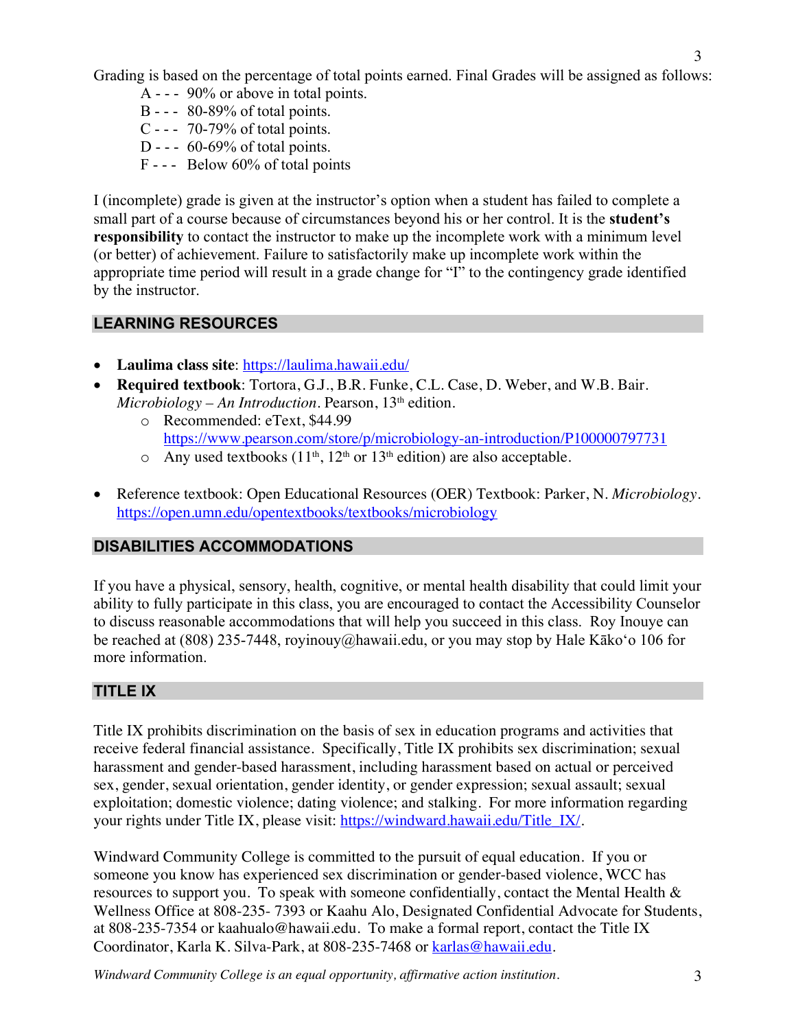Grading is based on the percentage of total points earned. Final Grades will be assigned as follows:

- A - - - 90% or above in total points.
- B - - - 80-89% of total points.
- C - - - 70-79% of total points.
- D - - - 60-69% of total points.
- F - - - Below 60% of total points

I (incomplete) grade is given at the instructor's option when a student has failed to complete a small part of a course because of circumstances beyond his or her control. It is the **student's responsibility** to contact the instructor to make up the incomplete work with a minimum level (or better) of achievement. Failure to satisfactorily make up incomplete work within the appropriate time period will result in a grade change for "I" to the contingency grade identified by the instructor.

## LEARNING RESOURCES

- **Laulima class site**: https://laulima.hawaii.edu/
- **Required textbook**: Tortora, G.J., B.R. Funke, C.L. Case, D. Weber, and W.B. Bair. *Microbiology – An Introduction*. Pearson, 13th edition.
  - Recommended: eText, $44.99 https://www.pearson.com/store/p/microbiology-an-introduction/P100000797731
  - Any used textbooks (11th, 12th or 13th edition) are also acceptable.

- Reference textbook: Open Educational Resources (OER) Textbook: Parker, N. *Microbiology*. https://open.umn.edu/opentextbooks/textbooks/microbiology

## DISABILITIES ACCOMMODATIONS

If you have a physical, sensory, health, cognitive, or mental health disability that could limit your ability to fully participate in this class, you are encouraged to contact the Accessibility Counselor to discuss reasonable accommodations that will help you succeed in this class. Roy Inouye can be reached at (808) 235-7448, royinouy@hawaii.edu, or you may stop by Hale Kāko'o 106 for more information.

## TITLE IX

Title IX prohibits discrimination on the basis of sex in education programs and activities that receive federal financial assistance. Specifically, Title IX prohibits sex discrimination; sexual harassment and gender-based harassment, including harassment based on actual or perceived sex, gender, sexual orientation, gender identity, or gender expression; sexual assault; sexual exploitation; domestic violence; dating violence; and stalking. For more information regarding your rights under Title IX, please visit: https://windward.hawaii.edu/Title_IX/.

Windward Community College is committed to the pursuit of equal education. If you or someone you know has experienced sex discrimination or gender-based violence, WCC has resources to support you. To speak with someone confidentially, contact the Mental Health & Wellness Office at 808-235- 7393 or Kaahu Alo, Designated Confidential Advocate for Students, at 808-235-7354 or kaahualo@hawaii.edu. To make a formal report, contact the Title IX Coordinator, Karla K. Silva-Park, at 808-235-7468 or karlas@hawaii.edu.

*Windward Community College is an equal opportunity, affirmative action institution.*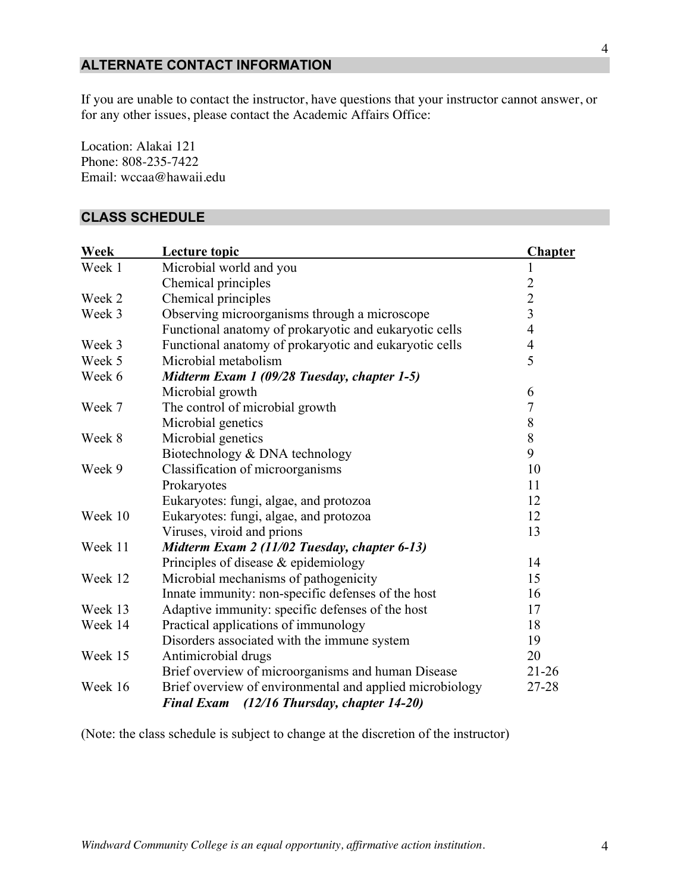## ALTERNATE CONTACT INFORMATION

If you are unable to contact the instructor, have questions that your instructor cannot answer, or for any other issues, please contact the Academic Affairs Office:

Location: Alakai 121
Phone: 808-235-7422
Email: wccaa@hawaii.edu

## CLASS SCHEDULE

| Week | Lecture topic | Chapter |
|---|---|---|
| Week 1 | Microbial world and you | 1 |
| | Chemical principles | 2 |
| Week 2 | Chemical principles | 2 |
| Week 3 | Observing microorganisms through a microscope | 3 |
| | Functional anatomy of prokaryotic and eukaryotic cells | 4 |
| Week 3 | Functional anatomy of prokaryotic and eukaryotic cells | 4 |
| Week 5 | Microbial metabolism | 5 |
| Week 6 | ***Midterm Exam 1 (09/28 Tuesday, chapter 1-5)*** | |
| | Microbial growth | 6 |
| Week 7 | The control of microbial growth | 7 |
| | Microbial genetics | 8 |
| Week 8 | Microbial genetics | 8 |
| | Biotechnology & DNA technology | 9 |
| Week 9 | Classification of microorganisms | 10 |
| | Prokaryotes | 11 |
| | Eukaryotes: fungi, algae, and protozoa | 12 |
| Week 10 | Eukaryotes: fungi, algae, and protozoa | 12 |
| | Viruses, viroid and prions | 13 |
| Week 11 | ***Midterm Exam 2 (11/02 Tuesday, chapter 6-13)*** | |
| | Principles of disease & epidemiology | 14 |
| Week 12 | Microbial mechanisms of pathogenicity | 15 |
| | Innate immunity: non-specific defenses of the host | 16 |
| Week 13 | Adaptive immunity: specific defenses of the host | 17 |
| Week 14 | Practical applications of immunology | 18 |
| | Disorders associated with the immune system | 19 |
| Week 15 | Antimicrobial drugs | 20 |
| | Brief overview of microorganisms and human Disease | 21-26 |
| Week 16 | Brief overview of environmental and applied microbiology | 27-28 |
| | ***Final Exam (12/16 Thursday, chapter 14-20)*** | |

(Note: the class schedule is subject to change at the discretion of the instructor)

*Windward Community College is an equal opportunity, affirmative action institution.*